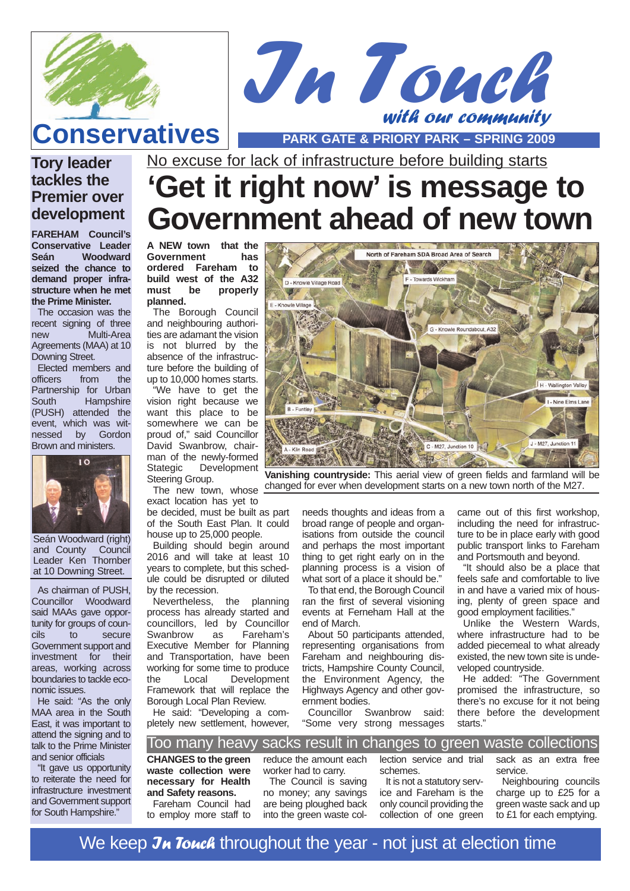# In Touch

*with our community*

Conservatives

**PARK GATE & PRIORY PARK – SPRING 2009**

## Tory leader tackles the Premier over development

**FAREHAM Council's Conservative Leader Seán Woodward seized the chance to demand proper infrastructure when he met the Prime Minister.**

The occasion was the recent signing of three new Multi-Area Agreements (MAA) at 10 Downing Street.

Elected members and officers from the Partnership for Urban South Hampshire (PUSH) attended the event, which was witnessed by Gordon Brown and ministers.

Seán Woodward (right) and County Council Leader Ken Thornber at 10 Downing Street.

As chairman of PUSH, Councillor Woodward said MAAs gave opportunity for groups of councils to secure Government support and investment for their areas, working across boundaries to tackle economic issues.

He said: "As the only MAA area in the South East, it was important to attend the signing and to talk to the Prime Minister and senior officials

"It gave us opportunity to reiterate the need for infrastructure investment and Government support for South Hampshire."

## No excuse for lack of infrastructure before building starts

# 'Get it right now' is message to Government ahead of new town

**A NEW town that the Government has ordered Fareham to build west of the A32 must be properly planned.**

The Borough Council and neighbouring authorities are adamant the vision is not blurred by the absence of the infrastructure before the building of up to 10,000 homes starts.

"We have to get the vision right because we want this place to be somewhere we can be proud of," said Councillor David Swanbrow, chairman of the newly-formed Stategic Development Steering Group.

The new town, whose exact location has yet to be decided, must be built as part of the South East Plan. It could house up to 25,000 people.

Building should begin around 2016 and will take at least 10 years to complete, but this schedule could be disrupted or diluted by the recession.

Nevertheless, the planning process has already started and councillors, led by Councillor Swanbrow as Fareham's Executive Member for Planning and Transportation, have been working for some time to produce the Local Development Framework that will replace the Borough Local Plan Review.

He said: "Developing a completely new settlement, however, needs thoughts and ideas from a broad range of people and organisations from outside the council and perhaps the most important thing to get right early on in the planning process is a vision of what sort of a place it should be."

To that end, the Borough Council ran the first of several visioning events at Ferneham Hall at the end of March.

About 50 participants attended, representing organisations from Fareham and neighbouring districts, Hampshire County Council, the Environment Agency, the Highways Agency and other government bodies.

Councillor Swanbrow said: "Some very strong messages came out of this first workshop, including the need for infrastructure to be in place early with good public transport links to Fareham and Portsmouth and beyond.

"It should also be a place that feels safe and comfortable to live in and have a varied mix of housing, plenty of green space and good employment facilities."

Unlike the Western Wards, where infrastructure had to be added piecemeal to what already existed, the new town site is undeveloped countryside.

He added: "The Government promised the infrastructure, so there's no excuse for it not being there before the development starts."

North of Fareham SDA Broad Area of Search — A - Kiln Road; B - Funtley; C - M27, Junction 10; D - Knowle Village Road; E - Knowle Village; F - Towards Wickham; G - Knowle Roundabout, A32; H - Wallington Valley; I - Nine Elms Lane; J - M27, Junction 11

**Vanishing countryside:** This aerial view of green fields and farmland will be changed for ever when development starts on a new town north of the M27.

## Too many heavy sacks result in changes to green waste collections

**CHANGES to the green waste collection were necessary for Health and Safety reasons.**

Fareham Council had to employ more staff to reduce the amount each worker had to carry.

The Council is saving no money; any savings are being ploughed back into the green waste collection service and trial schemes.

It is not a statutory service and Fareham is the only council providing the collection of one green sack as an extra free service.

Neighbouring councils charge up to £25 for a green waste sack and up to £1 for each emptying.

We keep *In Touch* throughout the year - not just at election time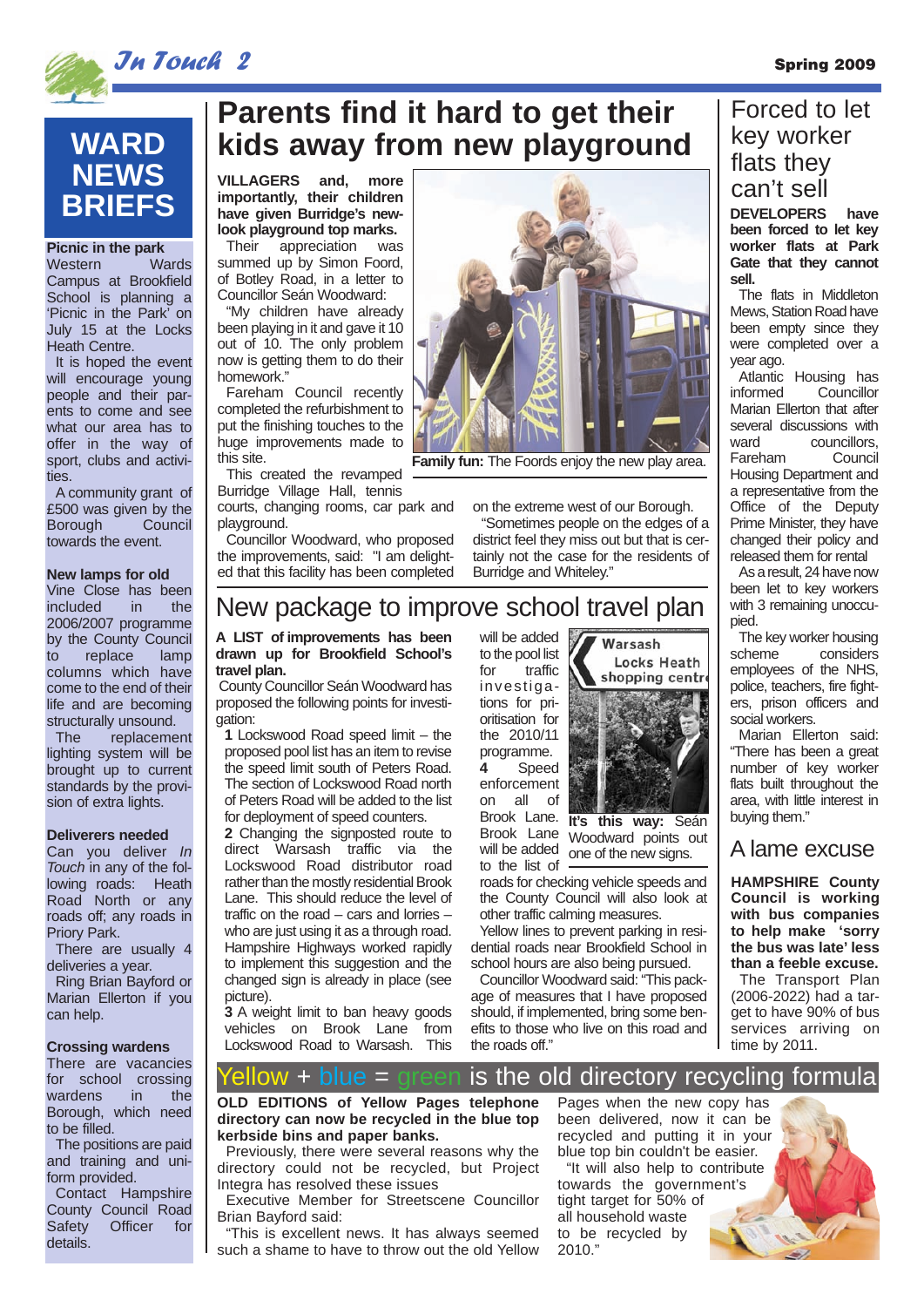# WARD NEWS BRIEFS

### Picnic in the park

Western Wards Campus at Brookfield School is planning a 'Picnic in the Park' on July 15 at the Locks Heath Centre.

It is hoped the event will encourage young people and their parents to come and see what our area has to offer in the way of sport, clubs and activities.

A community grant of £500 was given by the Borough Council towards the event.

### New lamps for old

Vine Close has been included in the 2006/2007 programme by the County Council to replace lamp columns which have come to the end of their life and are becoming structurally unsound.

The replacement lighting system will be brought up to current standards by the provision of extra lights.

### Deliverers needed

Can you deliver *In Touch* in any of the following roads: Heath Road North or any roads off; any roads in Priory Park.

There are usually 4 deliveries a year.

Ring Brian Bayford or Marian Ellerton if you can help.

### Crossing wardens

There are vacancies for school crossing wardens in the Borough, which need to be filled.

The positions are paid and training and uniform provided.

Contact Hampshire County Council Road Safety Officer for details.

# Parents find it hard to get their kids away from new playground

**VILLAGERS and, more importantly, their children have given Burridge's new-look playground top marks.**

Their appreciation was summed up by Simon Foord, of Botley Road, in a letter to Councillor Seán Woodward:

"My children have already been playing in it and gave it 10 out of 10. The only problem now is getting them to do their homework."

Fareham Council recently completed the refurbishment to put the finishing touches to the huge improvements made to this site.

**Family fun:** The Foords enjoy the new play area.

This created the revamped Burridge Village Hall, tennis courts, changing rooms, car park and playground.

Councillor Woodward, who proposed the improvements, said: "I am delighted that this facility has been completed on the extreme west of our Borough.

"Sometimes people on the edges of a district feel they miss out but that is certainly not the case for the residents of Burridge and Whiteley."

# New package to improve school travel plan

**A LIST of improvements has been drawn up for Brookfield School's travel plan.**

County Councillor Seán Woodward has proposed the following points for investigation:

**1** Lockswood Road speed limit – the proposed pool list has an item to revise the speed limit south of Peters Road. The section of Lockswood Road north of Peters Road will be added to the list for deployment of speed counters.

**2** Changing the signposted route to direct Warsash traffic via the Lockswood Road distributor road rather than the mostly residential Brook Lane. This should reduce the level of traffic on the road – cars and lorries – who are just using it as a through road. Hampshire Highways worked rapidly to implement this suggestion and the changed sign is already in place (see picture).

**3** A weight limit to ban heavy goods vehicles on Brook Lane from Lockswood Road to Warsash. This will be added to the pool list for traffic investigations for prioritisation for the 2010/11 programme.

**4** Speed enforcement on all of Brook Lane. Brook Lane will be added to the list of roads for checking vehicle speeds and the County Council will also look at other traffic calming measures.

**It's this way:** Seán Woodward points out one of the new signs.

Yellow lines to prevent parking in residential roads near Brookfield School in school hours are also being pursued.

Councillor Woodward said: "This package of measures that I have proposed should, if implemented, bring some benefits to those who live on this road and the roads off."

# Forced to let key worker flats they can't sell

**DEVELOPERS have been forced to let key worker flats at Park Gate that they cannot sell.**

The flats in Middleton Mews, Station Road have been empty since they were completed over a year ago.

Atlantic Housing has informed Councillor Marian Ellerton that after several discussions with ward councillors, Fareham Council Housing Department and a representative from the Office of the Deputy Prime Minister, they have changed their policy and released them for rental

As a result, 24 have now been let to key workers with 3 remaining unoccupied.

The key worker housing scheme considers employees of the NHS, police, teachers, fire fighters, prison officers and social workers.

Marian Ellerton said: "There has been a great number of key worker flats built throughout the area, with little interest in buying them."

# A lame excuse

**HAMPSHIRE County Council is working with bus companies to help make 'sorry the bus was late' less than a feeble excuse.**

The Transport Plan (2006-2022) had a target to have 90% of bus services arriving on time by 2011.

# Yellow + blue = green is the old directory recycling formula

**OLD EDITIONS of Yellow Pages telephone directory can now be recycled in the blue top kerbside bins and paper banks.**

Previously, there were several reasons why the directory could not be recycled, but Project Integra has resolved these issues

Executive Member for Streetscene Councillor Brian Bayford said:

"This is excellent news. It has always seemed such a shame to have to throw out the old Yellow Pages when the new copy has been delivered, now it can be recycled and putting it in your blue top bin couldn't be easier.

"It will also help to contribute towards the government's tight target for 50% of all household waste to be recycled by 2010."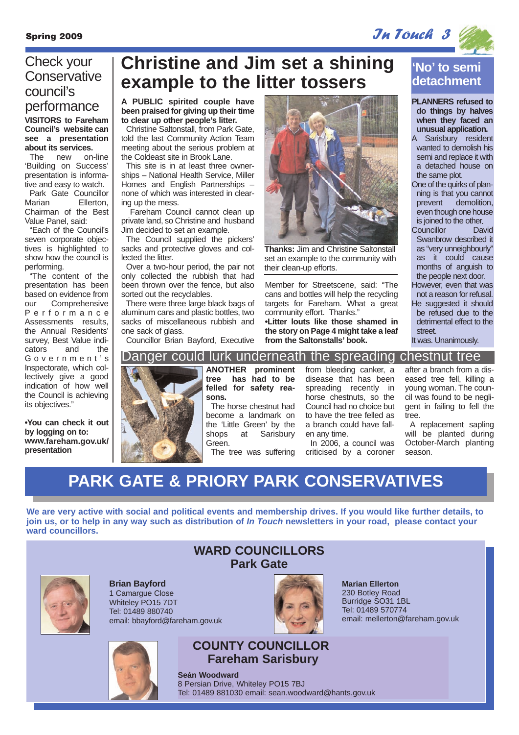# Check your Conservative council's performance

**VISITORS to Fareham Council's website can see a presentation about its services.**

The new on-line 'Building on Success' presentation is informative and easy to watch.

Park Gate Councillor Marian Ellerton, Chairman of the Best Value Panel, said:

"Each of the Council's seven corporate objectives is highlighted to show how the council is performing.

"The content of the presentation has been based on evidence from our Comprehensive Performance Assessments results, the Annual Residents' survey, Best Value indicators and the Government's Inspectorate, which collectively give a good indication of how well the Council is achieving its objectives."

**•You can check it out by logging on to: www.fareham.gov.uk/presentation**

# Christine and Jim set a shining example to the litter tossers

**A PUBLIC spirited couple have been praised for giving up their time to clear up other people's litter.**

Christine Saltonstall, from Park Gate, told the last Community Action Team meeting about the serious problem at the Coldeast site in Brook Lane.

This site is in at least three ownerships – National Health Service, Miller Homes and English Partnerships – none of which was interested in clearing up the mess.

Fareham Council cannot clean up private land, so Christine and husband Jim decided to set an example.

The Council supplied the pickers' sacks and protective gloves and collected the litter.

Over a two-hour period, the pair not only collected the rubbish that had been thrown over the fence, but also sorted out the recyclables.

There were three large black bags of aluminum cans and plastic bottles, two sacks of miscellaneous rubbish and one sack of glass.

Councillor Brian Bayford, Executive Member for Streetscene, said: "The cans and bottles will help the recycling targets for Fareham. What a great community effort. Thanks."

**•Litter louts like those shamed in the story on Page 4 might take a leaf from the Saltonstalls' book.**

**Thanks:** Jim and Christine Saltonstall set an example to the community with their clean-up efforts.

## 'No' to semi detachment

**PLANNERS refused to do things by halves when they faced an unusual application.**

A Sarisbury resident wanted to demolish his semi and replace it with a detached house on the same plot.

One of the quirks of planning is that you cannot prevent demolition, even though one house is joined to the other.

Councillor David Swanbrow described it as "very unneighbourly" as it could cause months of anguish to the people next door.

However, even that was not a reason for refusal.

He suggested it should be refused due to the detrimental effect to the street.

It was. Unanimously.

## Danger could lurk underneath the spreading chestnut tree

**ANOTHER prominent tree has had to be felled for safety reasons.**

The horse chestnut had become a landmark on the 'Little Green' by the shops at Sarisbury Green.

The tree was suffering from bleeding canker, a disease that has been spreading recently in horse chestnuts, so the Council had no choice but to have the tree felled as a branch could have fallen at any time.

In 2006, a council was criticised by a coroner after a branch from a diseased tree fell, killing a young woman. The council was found to be negligent in failing to fell the tree.

A replacement sapling will be planted during October-March planting season.

# PARK GATE & PRIORY PARK CONSERVATIVES

**We are very active with social and political events and membership drives. If you would like further details, to join us, or to help in any way such as distribution of *In Touch* newsletters in your road, please contact your ward councillors.**

## WARD COUNCILLORS
## Park Gate

**Brian Bayford**
1 Camargue Close
Whiteley PO15 7DT
Tel: 01489 880740
email: bbayford@fareham.gov.uk

**Marian Ellerton**
230 Botley Road
Burridge SO31 1BL
Tel: 01489 570774
email: mellerton@fareham.gov.uk

## COUNTY COUNCILLOR
## Fareham Sarisbury

**Seán Woodward**
8 Persian Drive, Whiteley PO15 7BJ
Tel: 01489 881030 email: sean.woodward@hants.gov.uk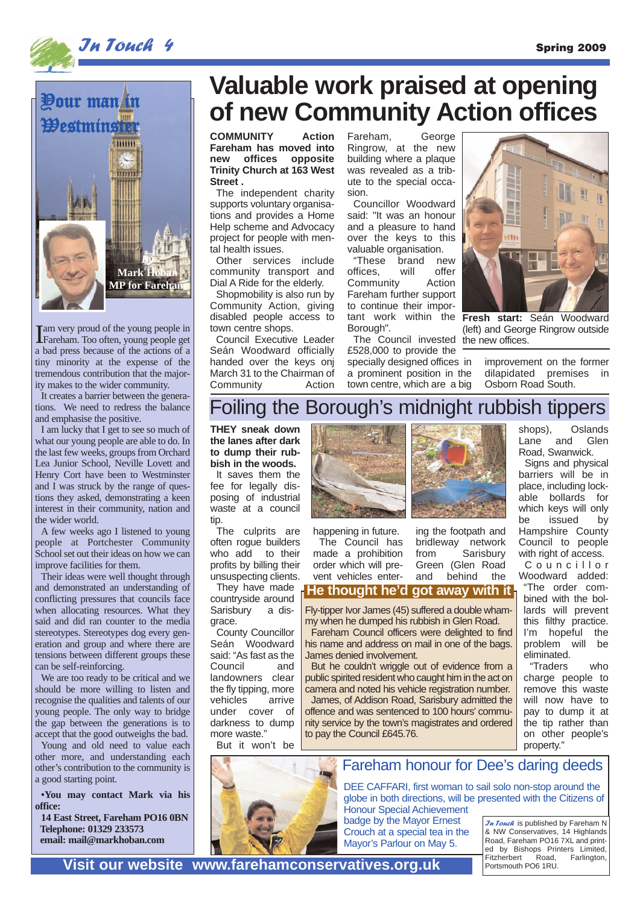# Your man in Westminster

By Mark Hoban MP for Fareham

I am very proud of the young people in Fareham. Too often, young people get a bad press because of the actions of a tiny minority at the expense of the tremendous contribution that the majority makes to the wider community.

It creates a barrier between the generations. We need to redress the balance and emphasise the positive.

I am lucky that I get to see so much of what our young people are able to do. In the last few weeks, groups from Orchard Lea Junior School, Neville Lovett and Henry Cort have been to Westminster and I was struck by the range of questions they asked, demonstrating a keen interest in their community, nation and the wider world.

A few weeks ago I listened to young people at Portchester Community School set out their ideas on how we can improve facilities for them.

Their ideas were well thought through and demonstrated an understanding of conflicting pressures that councils face when allocating resources. What they said and did ran counter to the media stereotypes. Stereotypes dog every generation and group and where there are tensions between different groups these can be self-reinforcing.

We are too ready to be critical and we should be more willing to listen and recognise the qualities and talents of our young people. The only way to bridge the gap between the generations is to accept that the good outweighs the bad.

Young and old need to value each other more, and understanding each other's contribution to the community is a good starting point.

**•You may contact Mark via his office:**

**14 East Street, Fareham PO16 0BN**
**Telephone: 01329 233573**
**email: mail@markhoban.com**

# Valuable work praised at opening of new Community Action offices

**COMMUNITY Action Fareham has moved into new offices opposite Trinity Church at 163 West Street .**

The independent charity supports voluntary organisations and provides a Home Help scheme and Advocacy project for people with mental health issues.

Other services include community transport and Dial A Ride for the elderly.

Shopmobility is also run by Community Action, giving disabled people access to town centre shops.

Council Executive Leader Seán Woodward officially handed over the keys onj March 31 to the Chairman of Community Action Fareham, George Ringrow, at the new building where a plaque was revealed as a tribute to the special occasion.

Councillor Woodward said: "It was an honour and a pleasure to hand over the keys to this valuable organisation.

"These brand new offices, will offer Community Action Fareham further support to continue their important work within the Borough".

The Council invested £528,000 to provide the specially designed offices in a prominent position in the town centre, which are a big improvement on the former dilapidated premises in Osborn Road South.

**Fresh start:** Seán Woodward (left) and George Ringrow outside the new offices.

# Foiling the Borough's midnight rubbish tippers

**THEY sneak down the lanes after dark to dump their rubbish in the woods.**

It saves them the fee for legally disposing of industrial waste at a council tip.

The culprits are often rogue builders who add to their profits by billing their unsuspecting clients.

They have made countryside around Sarisbury a disgrace.

County Councillor Seán Woodward said: "As fast as the Council and landowners clear the fly tipping, more vehicles arrive under cover of darkness to dump more waste."

But it won't be happening in future.

The Council has made a prohibition order which will prevent vehicles entering the footpath and bridleway network from Sarisbury Green (Glen Road and behind the shops), Oslands Lane and Glen Road, Swanwick.

Signs and physical barriers will be in place, including lockable bollards for which keys will only be issued by Hampshire County Council to people with right of access.

Councillor Woodward added: "The order combined with the bollards will prevent this filthy practice. I'm hopeful the problem will be eliminated.

"Traders who charge people to remove this waste will now have to pay to dump it at the tip rather than on other people's property."

## He thought he'd got away with it

Fly-tipper Ivor James (45) suffered a double whammy when he dumped his rubbish in Glen Road.

Fareham Council officers were delighted to find his name and address on mail in one of the bags. James denied involvement.

But he couldn't wriggle out of evidence from a public spirited resident who caught him in the act on camera and noted his vehicle registration number.

James, of Addison Road, Sarisbury admitted the offence and was sentenced to 100 hours' community service by the town's magistrates and ordered to pay the Council £645.76.

## Fareham honour for Dee's daring deeds

DEE CAFFARI, first woman to sail solo non-stop around the globe in both directions, will be presented with the Citizens of Honour Special Achievement badge by the Mayor Ernest Crouch at a special tea in the Mayor's Parlour on May 5.

*In Touch* is published by Fareham N & NW Conservatives, 14 Highlands Road, Fareham PO16 7XL and printed by Bishops Printers Limited, Fitzherbert Road, Farlington, Portsmouth PO6 1RU.

**Visit our website www.farehamconservatives.org.uk**